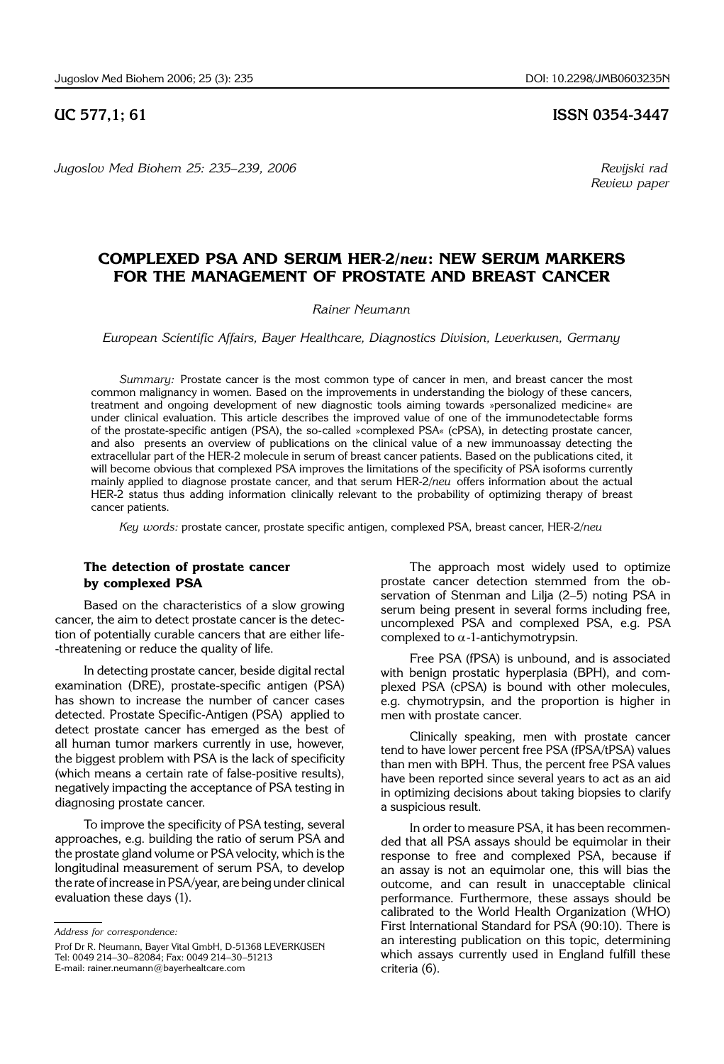UC 577,1; 61

ISSN 0354-3447

*Jugoslov Med Biohem 25: 235–239, 2006*

*Revijski rad*
*Review paper*

# COMPLEXED PSA AND SERUM HER-2/*neu*: NEW SERUM MARKERS FOR THE MANAGEMENT OF PROSTATE AND BREAST CANCER

*Rainer Neumann*

*European Scientific Affairs, Bayer Healthcare, Diagnostics Division, Leverkusen, Germany*

*Summary:* Prostate cancer is the most common type of cancer in men, and breast cancer the most common malignancy in women. Based on the improvements in understanding the biology of these cancers, treatment and ongoing development of new diagnostic tools aiming towards »personalized medicine« are under clinical evaluation. This article describes the improved value of one of the immunodetectable forms of the prostate-specific antigen (PSA), the so-called »complexed PSA« (cPSA), in detecting prostate cancer, and also presents an overview of publications on the clinical value of a new immunoassay detecting the extracellular part of the HER-2 molecule in serum of breast cancer patients. Based on the publications cited, it will become obvious that complexed PSA improves the limitations of the specificity of PSA isoforms currently mainly applied to diagnose prostate cancer, and that serum HER-2/*neu* offers information about the actual HER-2 status thus adding information clinically relevant to the probability of optimizing therapy of breast cancer patients.

*Key words:* prostate cancer, prostate specific antigen, complexed PSA, breast cancer, HER-2/*neu*

## The detection of prostate cancer by complexed PSA

Based on the characteristics of a slow growing cancer, the aim to detect prostate cancer is the detection of potentially curable cancers that are either life-threatening or reduce the quality of life.

In detecting prostate cancer, beside digital rectal examination (DRE), prostate-specific antigen (PSA) has shown to increase the number of cancer cases detected. Prostate Specific-Antigen (PSA) applied to detect prostate cancer has emerged as the best of all human tumor markers currently in use, however, the biggest problem with PSA is the lack of specificity (which means a certain rate of false-positive results), negatively impacting the acceptance of PSA testing in diagnosing prostate cancer.

To improve the specificity of PSA testing, several approaches, e.g. building the ratio of serum PSA and the prostate gland volume or PSA velocity, which is the longitudinal measurement of serum PSA, to develop the rate of increase in PSA/year, are being under clinical evaluation these days (1).

*Address for correspondence:*

Prof Dr R. Neumann, Bayer Vital GmbH, D-51368 LEVERKUSEN
Tel: 0049 214–30–82084; Fax: 0049 214–30–51213
E-mail: rainer.neumann@bayerhealtcare.com

The approach most widely used to optimize prostate cancer detection stemmed from the observation of Stenman and Lilja (2–5) noting PSA in serum being present in several forms including free, uncomplexed PSA and complexed PSA, e.g. PSA complexed to $\alpha$-1-antichymotrypsin.

Free PSA (fPSA) is unbound, and is associated with benign prostatic hyperplasia (BPH), and complexed PSA (cPSA) is bound with other molecules, e.g. chymotrypsin, and the proportion is higher in men with prostate cancer.

Clinically speaking, men with prostate cancer tend to have lower percent free PSA (fPSA/tPSA) values than men with BPH. Thus, the percent free PSA values have been reported since several years to act as an aid in optimizing decisions about taking biopsies to clarify a suspicious result.

In order to measure PSA, it has been recommended that all PSA assays should be equimolar in their response to free and complexed PSA, because if an assay is not an equimolar one, this will bias the outcome, and can result in unacceptable clinical performance. Furthermore, these assays should be calibrated to the World Health Organization (WHO) First International Standard for PSA (90:10). There is an interesting publication on this topic, determining which assays currently used in England fulfill these criteria (6).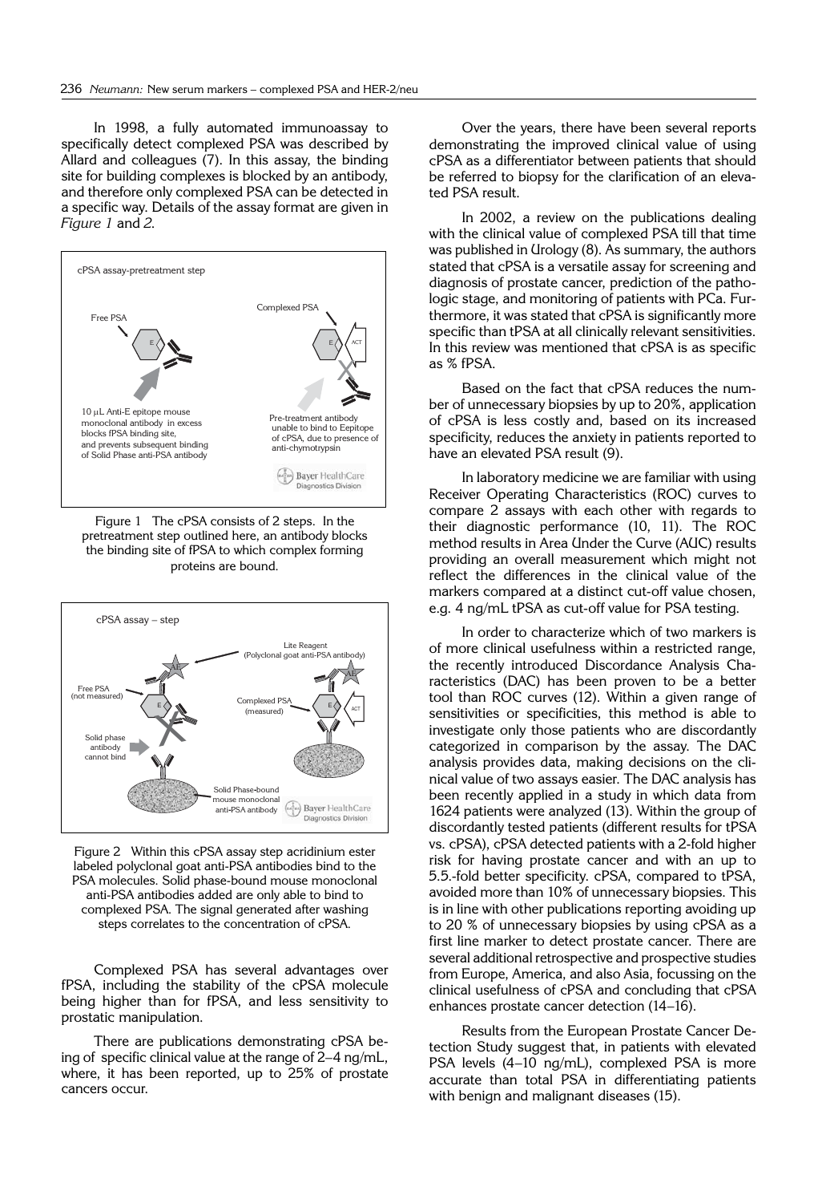In 1998, a fully automated immunoassay to specifically detect complexed PSA was described by Allard and colleagues (7). In this assay, the binding site for building complexes is blocked by an antibody, and therefore only complexed PSA can be detected in a specific way. Details of the assay format are given in *Figure 1* and *2*.

Figure 1 The cPSA consists of 2 steps. In the pretreatment step outlined here, an antibody blocks the binding site of fPSA to which complex forming proteins are bound.

Figure 2 Within this cPSA assay step acridinium ester labeled polyclonal goat anti-PSA antibodies bind to the PSA molecules. Solid phase-bound mouse monoclonal anti-PSA antibodies added are only able to bind to complexed PSA. The signal generated after washing steps correlates to the concentration of cPSA.

Complexed PSA has several advantages over fPSA, including the stability of the cPSA molecule being higher than for fPSA, and less sensitivity to prostatic manipulation.

There are publications demonstrating cPSA being of specific clinical value at the range of 2–4 ng/mL, where, it has been reported, up to 25% of prostate cancers occur.

Over the years, there have been several reports demonstrating the improved clinical value of using cPSA as a differentiator between patients that should be referred to biopsy for the clarification of an elevated PSA result.

In 2002, a review on the publications dealing with the clinical value of complexed PSA till that time was published in Urology (8). As summary, the authors stated that cPSA is a versatile assay for screening and diagnosis of prostate cancer, prediction of the pathologic stage, and monitoring of patients with PCa. Furthermore, it was stated that cPSA is significantly more specific than tPSA at all clinically relevant sensitivities. In this review was mentioned that cPSA is as specific as % fPSA.

Based on the fact that cPSA reduces the number of unnecessary biopsies by up to 20%, application of cPSA is less costly and, based on its increased specificity, reduces the anxiety in patients reported to have an elevated PSA result (9).

In laboratory medicine we are familiar with using Receiver Operating Characteristics (ROC) curves to compare 2 assays with each other with regards to their diagnostic performance (10, 11). The ROC method results in Area Under the Curve (AUC) results providing an overall measurement which might not reflect the differences in the clinical value of the markers compared at a distinct cut-off value chosen, e.g. 4 ng/mL tPSA as cut-off value for PSA testing.

In order to characterize which of two markers is of more clinical usefulness within a restricted range, the recently introduced Discordance Analysis Characteristics (DAC) has been proven to be a better tool than ROC curves (12). Within a given range of sensitivities or specificities, this method is able to investigate only those patients who are discordantly categorized in comparison by the assay. The DAC analysis provides data, making decisions on the clinical value of two assays easier. The DAC analysis has been recently applied in a study in which data from 1624 patients were analyzed (13). Within the group of discordantly tested patients (different results for tPSA vs. cPSA), cPSA detected patients with a 2-fold higher risk for having prostate cancer and with an up to 5.5.-fold better specificity. cPSA, compared to tPSA, avoided more than 10% of unnecessary biopsies. This is in line with other publications reporting avoiding up to 20 % of unnecessary biopsies by using cPSA as a first line marker to detect prostate cancer. There are several additional retrospective and prospective studies from Europe, America, and also Asia, focussing on the clinical usefulness of cPSA and concluding that cPSA enhances prostate cancer detection (14–16).

Results from the European Prostate Cancer Detection Study suggest that, in patients with elevated PSA levels (4–10 ng/mL), complexed PSA is more accurate than total PSA in differentiating patients with benign and malignant diseases (15).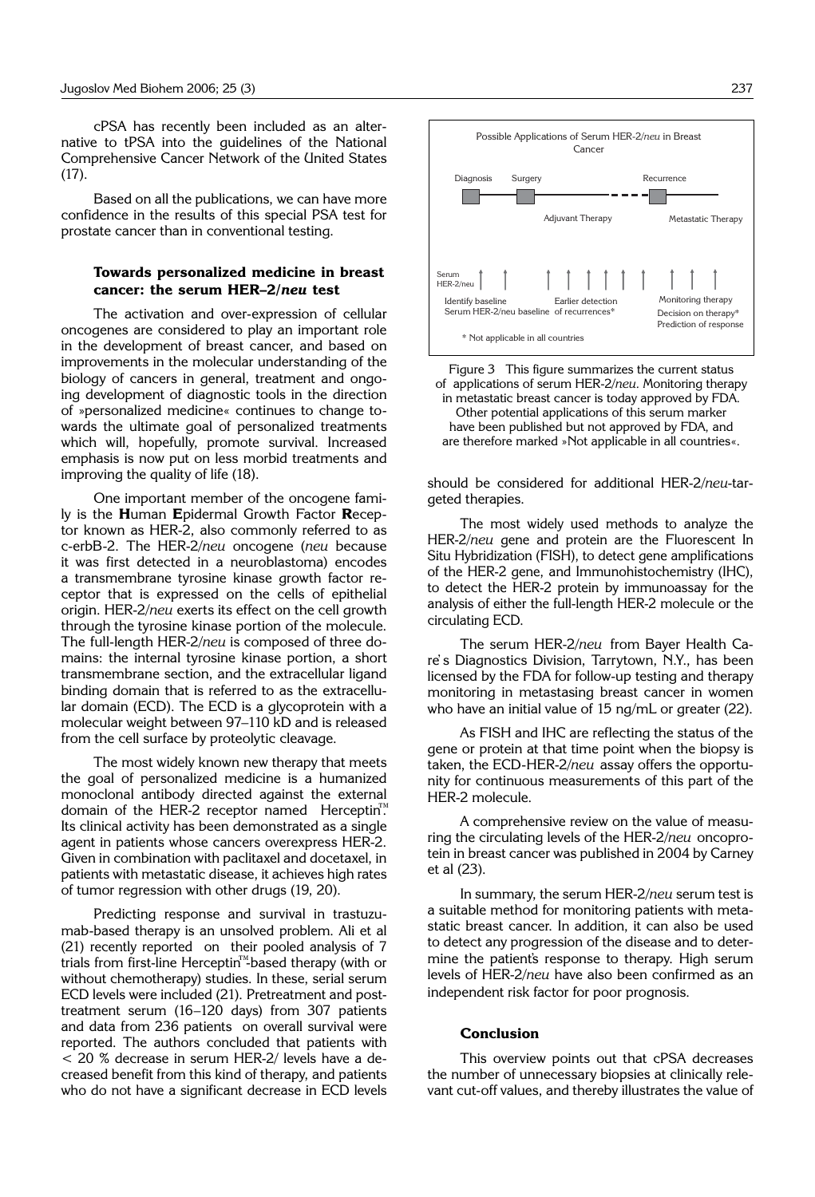cPSA has recently been included as an alternative to tPSA into the guidelines of the National Comprehensive Cancer Network of the United States (17).

Based on all the publications, we can have more confidence in the results of this special PSA test for prostate cancer than in conventional testing.

### Towards personalized medicine in breast cancer: the serum HER–2/*neu* test

The activation and over-expression of cellular oncogenes are considered to play an important role in the development of breast cancer, and based on improvements in the molecular understanding of the biology of cancers in general, treatment and ongoing development of diagnostic tools in the direction of »personalized medicine« continues to change towards the ultimate goal of personalized treatments which will, hopefully, promote survival. Increased emphasis is now put on less morbid treatments and improving the quality of life (18).

One important member of the oncogene family is the **H**uman **E**pidermal Growth Factor **R**eceptor known as HER-2, also commonly referred to as c-erbB-2. The HER-2/*neu* oncogene (*neu* because it was first detected in a neuroblastoma) encodes a transmembrane tyrosine kinase growth factor receptor that is expressed on the cells of epithelial origin. HER-2/*neu* exerts its effect on the cell growth through the tyrosine kinase portion of the molecule. The full-length HER-2/*neu* is composed of three domains: the internal tyrosine kinase portion, a short transmembrane section, and the extracellular ligand binding domain that is referred to as the extracellular domain (ECD). The ECD is a glycoprotein with a molecular weight between 97–110 kD and is released from the cell surface by proteolytic cleavage.

The most widely known new therapy that meets the goal of personalized medicine is a humanized monoclonal antibody directed against the external domain of the HER-2 receptor named Herceptin™. Its clinical activity has been demonstrated as a single agent in patients whose cancers overexpress HER-2. Given in combination with paclitaxel and docetaxel, in patients with metastatic disease, it achieves high rates of tumor regression with other drugs (19, 20).

Predicting response and survival in trastuzumab-based therapy is an unsolved problem. Ali et al (21) recently reported on their pooled analysis of 7 trials from first-line Herceptin™-based therapy (with or without chemotherapy) studies. In these, serial serum ECD levels were included (21). Pretreatment and posttreatment serum (16–120 days) from 307 patients and data from 236 patients on overall survival were reported. The authors concluded that patients with < 20 % decrease in serum HER-2/ levels have a decreased benefit from this kind of therapy, and patients who do not have a significant decrease in ECD levels should be considered for additional HER-2/*neu*-targeted therapies.

Possible Applications of Serum HER-2/*neu* in Breast Cancer

Diagnosis — Surgery — Adjuvant Therapy — Recurrence — Metastatic Therapy

Serum HER-2/neu: Identify baseline Serum HER-2/neu baseline; Earlier detection of recurrences*; Monitoring therapy, Decision on therapy*, Prediction of response

\* Not applicable in all countries

Figure 3 This figure summarizes the current status of applications of serum HER-2/*neu*. Monitoring therapy in metastatic breast cancer is today approved by FDA. Other potential applications of this serum marker have been published but not approved by FDA, and are therefore marked »Not applicable in all countries«.

The most widely used methods to analyze the HER-2/*neu* gene and protein are the Fluorescent In Situ Hybridization (FISH), to detect gene amplifications of the HER-2 gene, and Immunohistochemistry (IHC), to detect the HER-2 protein by immunoassay for the analysis of either the full-length HER-2 molecule or the circulating ECD.

The serum HER-2/*neu* from Bayer Health Care's Diagnostics Division, Tarrytown, N.Y., has been licensed by the FDA for follow-up testing and therapy monitoring in metastasing breast cancer in women who have an initial value of 15 ng/mL or greater (22).

As FISH and IHC are reflecting the status of the gene or protein at that time point when the biopsy is taken, the ECD-HER-2/*neu* assay offers the opportunity for continuous measurements of this part of the HER-2 molecule.

A comprehensive review on the value of measuring the circulating levels of the HER-2/*neu* oncoprotein in breast cancer was published in 2004 by Carney et al (23).

In summary, the serum HER-2/*neu* serum test is a suitable method for monitoring patients with metastatic breast cancer. In addition, it can also be used to detect any progression of the disease and to determine the patient's response to therapy. High serum levels of HER-2/*neu* have also been confirmed as an independent risk factor for poor prognosis.

### Conclusion

This overview points out that cPSA decreases the number of unnecessary biopsies at clinically relevant cut-off values, and thereby illustrates the value of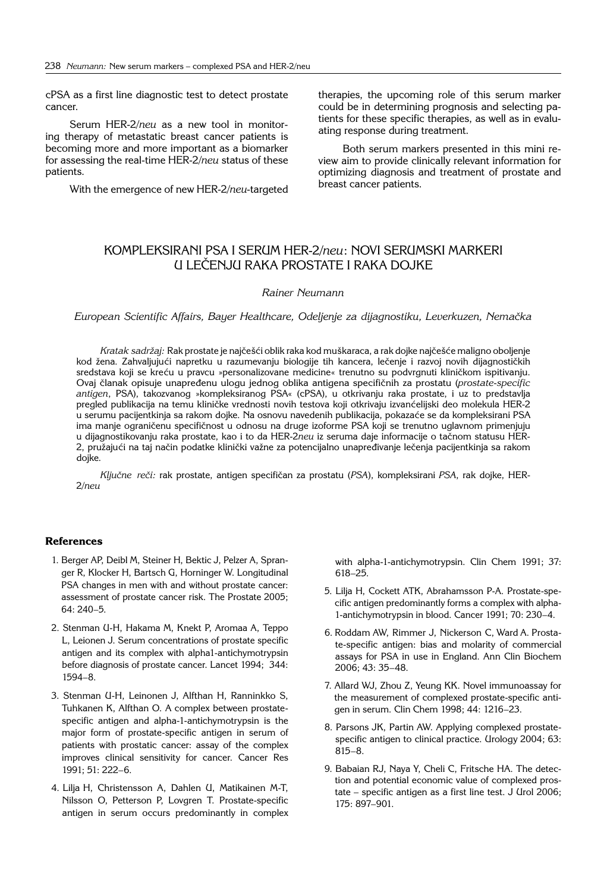cPSA as a first line diagnostic test to detect prostate cancer.

Serum HER-2/*neu* as a new tool in monitoring therapy of metastatic breast cancer patients is becoming more and more important as a biomarker for assessing the real-time HER-2/*neu* status of these patients.

With the emergence of new HER-2/*neu*-targeted therapies, the upcoming role of this serum marker could be in determining prognosis and selecting patients for these specific therapies, as well as in evaluating response during treatment.

Both serum markers presented in this mini review aim to provide clinically relevant information for optimizing diagnosis and treatment of prostate and breast cancer patients.

## KOMPLEKSIRANI PSA I SERUM HER-2/*neu*: NOVI SERUMSKI MARKERI U LEČENJU RAKA PROSTATE I RAKA DOJKE

*Rainer Neumann*

*European Scientific Affairs, Bayer Healthcare, Odeljenje za dijagnostiku, Leverkuzen, Nemačka*

*Kratak sadržaj:* Rak prostate je najčešći oblik raka kod muškaraca, a rak dojke najčešće maligno oboljenje kod žena. Zahvaljujući napretku u razumevanju biologije tih kancera, lečenje i razvoj novih dijagnostičkih sredstava koji se kreću u pravcu »personalizovane medicine« trenutno su podvrgnuti kliničkom ispitivanju. Ovaj članak opisuje unapređenu ulogu jednog oblika antigena specifičnih za prostatu (*prostate-specific antigen*, PSA), takozvanog »kompleksiranog PSA« (cPSA), u otkrivanju raka prostate, i uz to predstavlja pregled publikacija na temu kliničke vrednosti novih testova koji otkrivaju izvanćelijski deo molekula HER-2 u serumu pacijentkinja sa rakom dojke. Na osnovu navedenih publikacija, pokazaće se da kompleksirani PSA ima manje ograničenu specifičnost u odnosu na druge izoforme PSA koji se trenutno uglavnom primenjuju u dijagnostikovanju raka prostate, kao i to da HER-2*neu* iz seruma daje informacije o tačnom statusu HER-2, pružajući na taj način podatke klinički važne za potencijalno unapređivanje lečenja pacijentkinja sa rakom dojke.

*Ključne reči:* rak prostate, antigen specifičan za prostatu (*PSA*), kompleksirani *PSA*, rak dojke, HER-2/*neu*

### References

1. Berger AP, Deibl M, Steiner H, Bektic J, Pelzer A, Spranger R, Klocker H, Bartsch G, Horninger W. Longitudinal PSA changes in men with and without prostate cancer: assessment of prostate cancer risk. The Prostate 2005; 64: 240–5.
2. Stenman U-H, Hakama M, Knekt P, Aromaa A, Teppo L, Leionen J. Serum concentrations of prostate specific antigen and its complex with alpha1-antichymotrypsin before diagnosis of prostate cancer. Lancet 1994; 344: 1594–8.
3. Stenman U-H, Leinonen J, Alfthan H, Ranninkko S, Tuhkanen K, Alfthan O. A complex between prostate-specific antigen and alpha-1-antichymotrypsin is the major form of prostate-specific antigen in serum of patients with prostatic cancer: assay of the complex improves clinical sensitivity for cancer. Cancer Res 1991; 51: 222–6.
4. Lilja H, Christensson A, Dahlen U, Matikainen M-T, Nilsson O, Petterson P, Lovgren T. Prostate-specific antigen in serum occurs predominantly in complex with alpha-1-antichymotrypsin. Clin Chem 1991; 37: 618–25.
5. Lilja H, Cockett ATK, Abrahamsson P-A. Prostate-specific antigen predominantly forms a complex with alpha-1-antichymotrypsin in blood. Cancer 1991; 70: 230–4.
6. Roddam AW, Rimmer J, Nickerson C, Ward A. Prostate-specific antigen: bias and molarity of commercial assays for PSA in use in England. Ann Clin Biochem 2006; 43: 35–48.
7. Allard WJ, Zhou Z, Yeung KK. Novel immunoassay for the measurement of complexed prostate-specific antigen in serum. Clin Chem 1998; 44: 1216–23.
8. Parsons JK, Partin AW. Applying complexed prostate-specific antigen to clinical practice. Urology 2004; 63: 815–8.
9. Babaian RJ, Naya Y, Cheli C, Fritsche HA. The detection and potential economic value of complexed prostate – specific antigen as a first line test. J Urol 2006; 175: 897–901.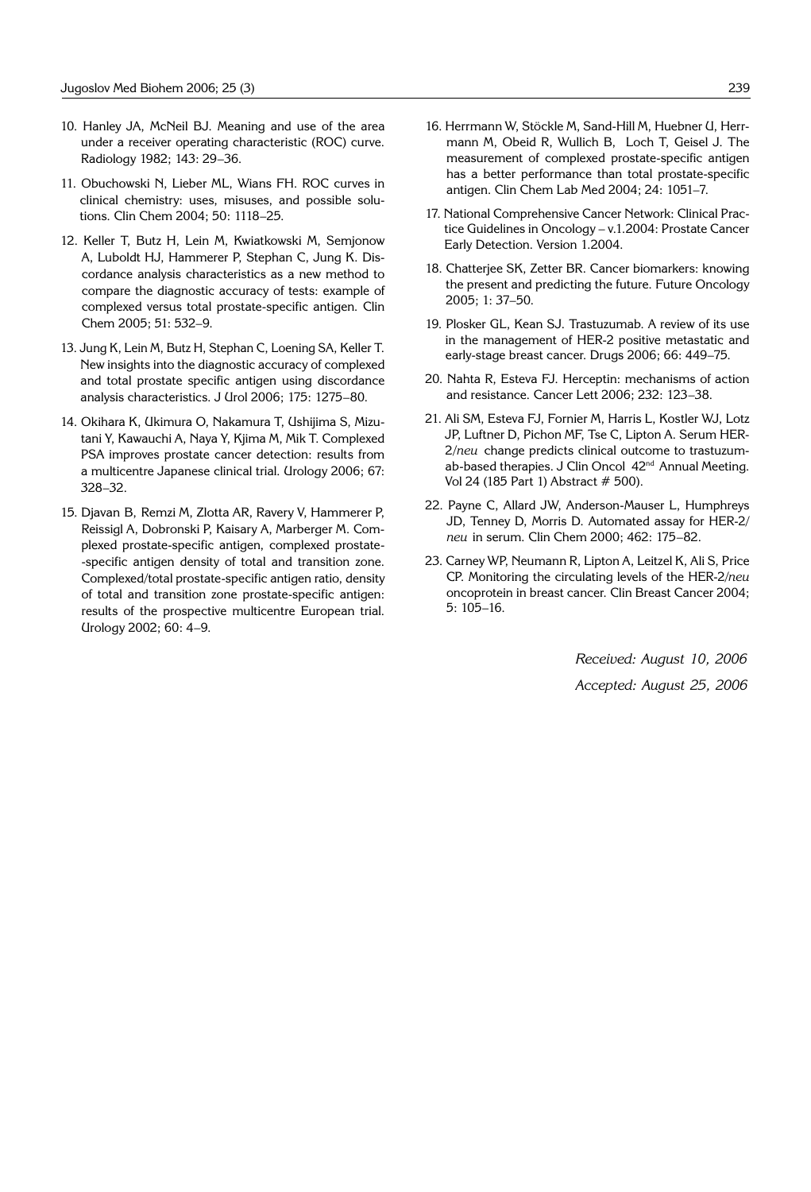10. Hanley JA, McNeil BJ. Meaning and use of the area under a receiver operating characteristic (ROC) curve. Radiology 1982; 143: 29–36.

11. Obuchowski N, Lieber ML, Wians FH. ROC curves in clinical chemistry: uses, misuses, and possible solutions. Clin Chem 2004; 50: 1118–25.

12. Keller T, Butz H, Lein M, Kwiatkowski M, Semjonow A, Luboldt HJ, Hammerer P, Stephan C, Jung K. Discordance analysis characteristics as a new method to compare the diagnostic accuracy of tests: example of complexed versus total prostate-specific antigen. Clin Chem 2005; 51: 532–9.

13. Jung K, Lein M, Butz H, Stephan C, Loening SA, Keller T. New insights into the diagnostic accuracy of complexed and total prostate specific antigen using discordance analysis characteristics. J Urol 2006; 175: 1275–80.

14. Okihara K, Ukimura O, Nakamura T, Ushijima S, Mizutani Y, Kawauchi A, Naya Y, Kjima M, Mik T. Complexed PSA improves prostate cancer detection: results from a multicentre Japanese clinical trial. Urology 2006; 67: 328–32.

15. Djavan B, Remzi M, Zlotta AR, Ravery V, Hammerer P, Reissigl A, Dobronski P, Kaisary A, Marberger M. Complexed prostate-specific antigen, complexed prostate--specific antigen density of total and transition zone. Complexed/total prostate-specific antigen ratio, density of total and transition zone prostate-specific antigen: results of the prospective multicentre European trial. Urology 2002; 60: 4–9.

16. Herrmann W, Stöckle M, Sand-Hill M, Huebner U, Herrmann M, Obeid R, Wullich B, Loch T, Geisel J. The measurement of complexed prostate-specific antigen has a better performance than total prostate-specific antigen. Clin Chem Lab Med 2004; 24: 1051–7.

17. National Comprehensive Cancer Network: Clinical Practice Guidelines in Oncology – v.1.2004: Prostate Cancer Early Detection. Version 1.2004.

18. Chatterjee SK, Zetter BR. Cancer biomarkers: knowing the present and predicting the future. Future Oncology 2005; 1: 37–50.

19. Plosker GL, Kean SJ. Trastuzumab. A review of its use in the management of HER-2 positive metastatic and early-stage breast cancer. Drugs 2006; 66: 449–75.

20. Nahta R, Esteva FJ. Herceptin: mechanisms of action and resistance. Cancer Lett 2006; 232: 123–38.

21. Ali SM, Esteva FJ, Fornier M, Harris L, Kostler WJ, Lotz JP, Luftner D, Pichon MF, Tse C, Lipton A. Serum HER-2/*neu* change predicts clinical outcome to trastuzumab-based therapies. J Clin Oncol 42nd Annual Meeting. Vol 24 (185 Part 1) Abstract # 500).

22. Payne C, Allard JW, Anderson-Mauser L, Humphreys JD, Tenney D, Morris D. Automated assay for HER-2/*neu* in serum. Clin Chem 2000; 462: 175–82.

23. Carney WP, Neumann R, Lipton A, Leitzel K, Ali S, Price CP. Monitoring the circulating levels of the HER-2/*neu* oncoprotein in breast cancer. Clin Breast Cancer 2004; 5: 105–16.

*Received: August 10, 2006*

*Accepted: August 25, 2006*